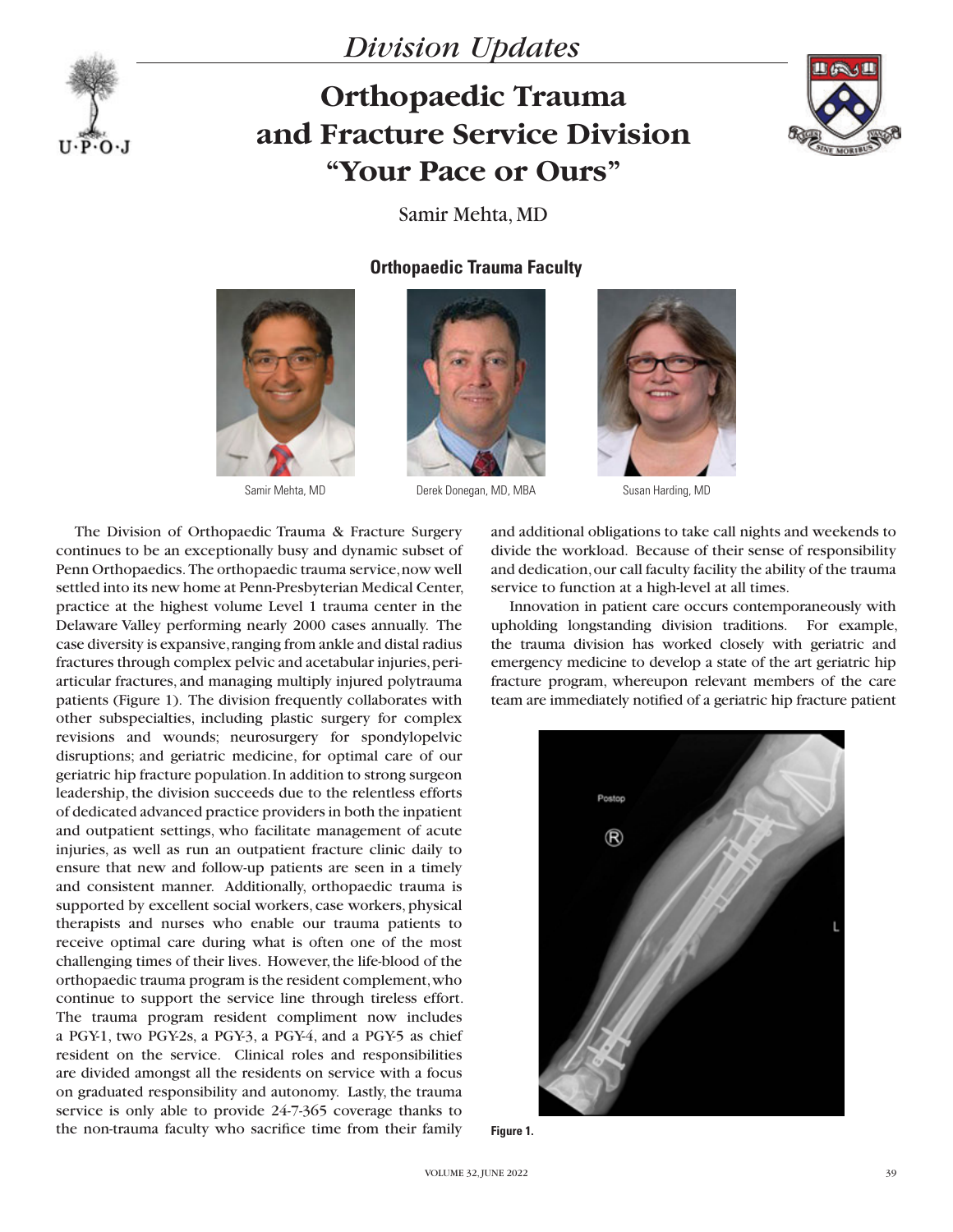*Division Updates*

# Orthopaedic Trauma and Fracture Service Division "Your Pace or Ours"

Samir Mehta, MD

## Orthopaedic Trauma Faculty

Samir Mehta, MD

Derek Donegan, MD, MBA

Susan Harding, MD

The Division of Orthopaedic Trauma & Fracture Surgery continues to be an exceptionally busy and dynamic subset of Penn Orthopaedics. The orthopaedic trauma service, now well settled into its new home at Penn-Presbyterian Medical Center, practice at the highest volume Level 1 trauma center in the Delaware Valley performing nearly 2000 cases annually. The case diversity is expansive, ranging from ankle and distal radius fractures through complex pelvic and acetabular injuries, peri-articular fractures, and managing multiply injured polytrauma patients (Figure 1). The division frequently collaborates with other subspecialties, including plastic surgery for complex revisions and wounds; neurosurgery for spondylopelvic disruptions; and geriatric medicine, for optimal care of our geriatric hip fracture population. In addition to strong surgeon leadership, the division succeeds due to the relentless efforts of dedicated advanced practice providers in both the inpatient and outpatient settings, who facilitate management of acute injuries, as well as run an outpatient fracture clinic daily to ensure that new and follow-up patients are seen in a timely and consistent manner. Additionally, orthopaedic trauma is supported by excellent social workers, case workers, physical therapists and nurses who enable our trauma patients to receive optimal care during what is often one of the most challenging times of their lives. However, the life-blood of the orthopaedic trauma program is the resident complement, who continue to support the service line through tireless effort. The trauma program resident compliment now includes a PGY-1, two PGY-2s, a PGY-3, a PGY-4, and a PGY-5 as chief resident on the service. Clinical roles and responsibilities are divided amongst all the residents on service with a focus on graduated responsibility and autonomy. Lastly, the trauma service is only able to provide 24-7-365 coverage thanks to the non-trauma faculty who sacrifice time from their family and additional obligations to take call nights and weekends to divide the workload. Because of their sense of responsibility and dedication, our call faculty facility the ability of the trauma service to function at a high-level at all times.

Innovation in patient care occurs contemporaneously with upholding longstanding division traditions. For example, the trauma division has worked closely with geriatric and emergency medicine to develop a state of the art geriatric hip fracture program, whereupon relevant members of the care team are immediately notified of a geriatric hip fracture patient

**Figure 1.**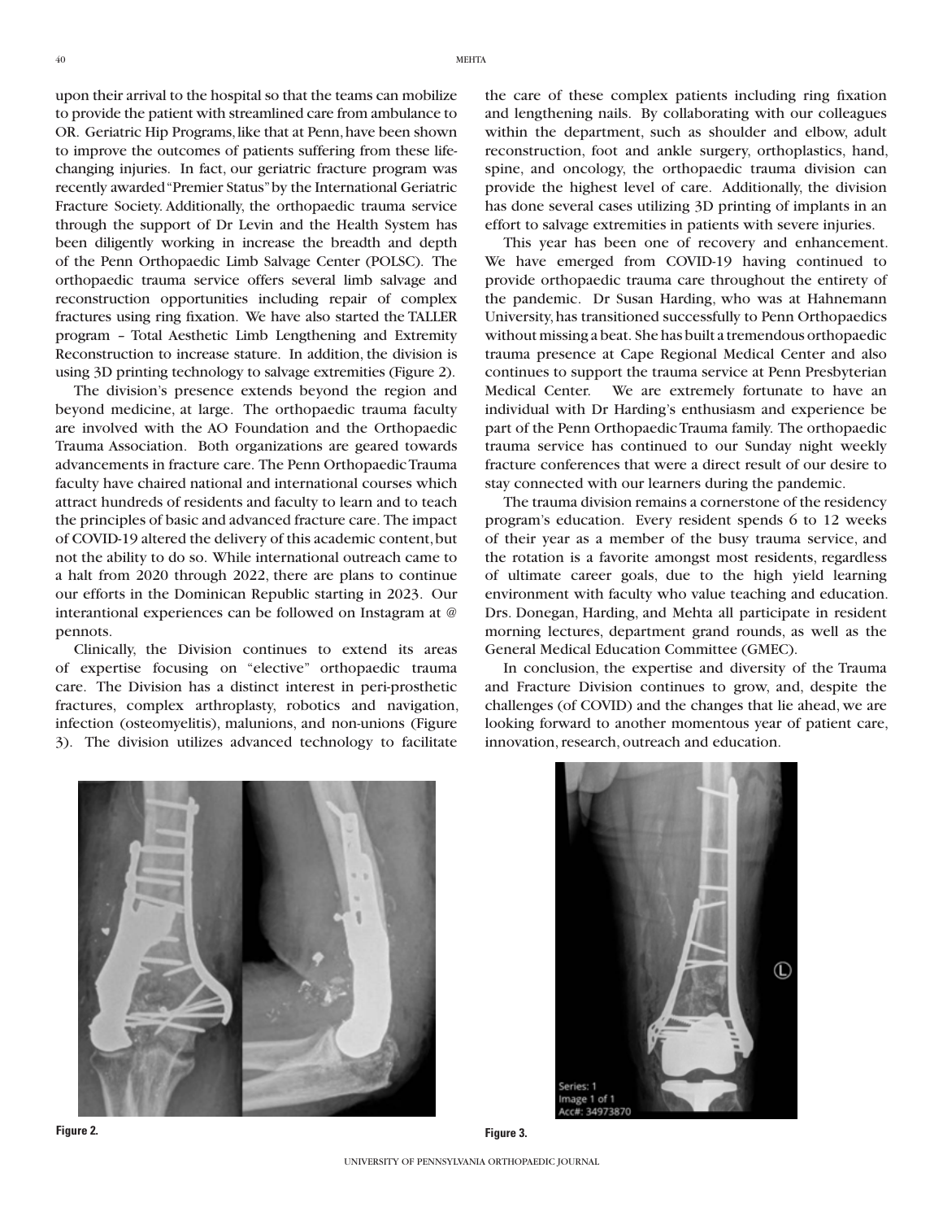upon their arrival to the hospital so that the teams can mobilize to provide the patient with streamlined care from ambulance to OR. Geriatric Hip Programs, like that at Penn, have been shown to improve the outcomes of patients suffering from these life-changing injuries. In fact, our geriatric fracture program was recently awarded "Premier Status" by the International Geriatric Fracture Society. Additionally, the orthopaedic trauma service through the support of Dr Levin and the Health System has been diligently working in increase the breadth and depth of the Penn Orthopaedic Limb Salvage Center (POLSC). The orthopaedic trauma service offers several limb salvage and reconstruction opportunities including repair of complex fractures using ring fixation. We have also started the TALLER program – Total Aesthetic Limb Lengthening and Extremity Reconstruction to increase stature. In addition, the division is using 3D printing technology to salvage extremities (Figure 2).

The division's presence extends beyond the region and beyond medicine, at large. The orthopaedic trauma faculty are involved with the AO Foundation and the Orthopaedic Trauma Association. Both organizations are geared towards advancements in fracture care. The Penn Orthopaedic Trauma faculty have chaired national and international courses which attract hundreds of residents and faculty to learn and to teach the principles of basic and advanced fracture care. The impact of COVID-19 altered the delivery of this academic content, but not the ability to do so. While international outreach came to a halt from 2020 through 2022, there are plans to continue our efforts in the Dominican Republic starting in 2023. Our interantional experiences can be followed on Instagram at @ pennots.

Clinically, the Division continues to extend its areas of expertise focusing on "elective" orthopaedic trauma care. The Division has a distinct interest in peri-prosthetic fractures, complex arthroplasty, robotics and navigation, infection (osteomyelitis), malunions, and non-unions (Figure 3). The division utilizes advanced technology to facilitate the care of these complex patients including ring fixation and lengthening nails. By collaborating with our colleagues within the department, such as shoulder and elbow, adult reconstruction, foot and ankle surgery, orthoplastics, hand, spine, and oncology, the orthopaedic trauma division can provide the highest level of care. Additionally, the division has done several cases utilizing 3D printing of implants in an effort to salvage extremities in patients with severe injuries.

This year has been one of recovery and enhancement. We have emerged from COVID-19 having continued to provide orthopaedic trauma care throughout the entirety of the pandemic. Dr Susan Harding, who was at Hahnemann University, has transitioned successfully to Penn Orthopaedics without missing a beat. She has built a tremendous orthopaedic trauma presence at Cape Regional Medical Center and also continues to support the trauma service at Penn Presbyterian Medical Center. We are extremely fortunate to have an individual with Dr Harding's enthusiasm and experience be part of the Penn Orthopaedic Trauma family. The orthopaedic trauma service has continued to our Sunday night weekly fracture conferences that were a direct result of our desire to stay connected with our learners during the pandemic.

The trauma division remains a cornerstone of the residency program's education. Every resident spends 6 to 12 weeks of their year as a member of the busy trauma service, and the rotation is a favorite amongst most residents, regardless of ultimate career goals, due to the high yield learning environment with faculty who value teaching and education. Drs. Donegan, Harding, and Mehta all participate in resident morning lectures, department grand rounds, as well as the General Medical Education Committee (GMEC).

In conclusion, the expertise and diversity of the Trauma and Fracture Division continues to grow, and, despite the challenges (of COVID) and the changes that lie ahead, we are looking forward to another momentous year of patient care, innovation, research, outreach and education.

**Figure 2.**

**Figure 3.**